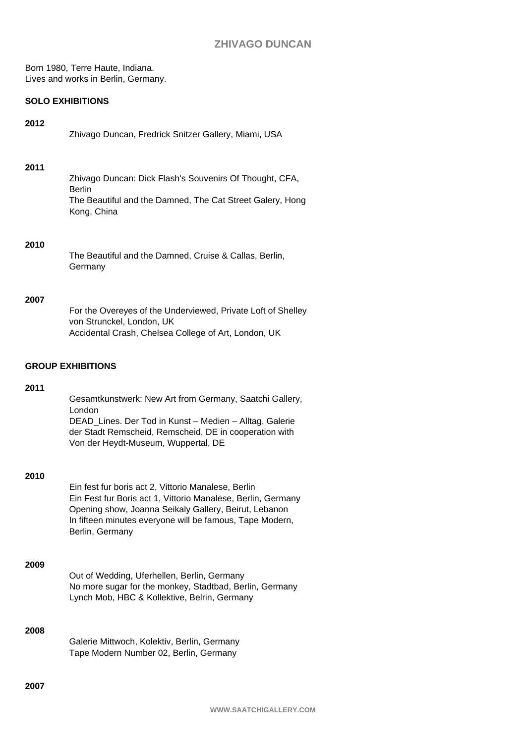# ZHIVAGO DUNCAN

Born 1980, Terre Haute, Indiana.
Lives and works in Berlin, Germany.

## SOLO EXHIBITIONS

**2012**

Zhivago Duncan, Fredrick Snitzer Gallery, Miami, USA

**2011**

Zhivago Duncan: Dick Flash's Souvenirs Of Thought, CFA, Berlin
The Beautiful and the Damned, The Cat Street Galery, Hong Kong, China

**2010**

The Beautiful and the Damned, Cruise & Callas, Berlin, Germany

**2007**

For the Overeyes of the Underviewed, Private Loft of Shelley von Strunckel, London, UK
Accidental Crash, Chelsea College of Art, London, UK

## GROUP EXHIBITIONS

**2011**

Gesamtkunstwerk: New Art from Germany, Saatchi Gallery, London
DEAD_Lines. Der Tod in Kunst – Medien – Alltag, Galerie der Stadt Remscheid, Remscheid, DE in cooperation with Von der Heydt-Museum, Wuppertal, DE

**2010**

Ein fest fur boris act 2, Vittorio Manalese, Berlin
Ein Fest fur Boris act 1, Vittorio Manalese, Berlin, Germany
Opening show, Joanna Seikaly Gallery, Beirut, Lebanon
In fifteen minutes everyone will be famous, Tape Modern, Berlin, Germany

**2009**

Out of Wedding, Uferhellen, Berlin, Germany
No more sugar for the monkey, Stadtbad, Berlin, Germany
Lynch Mob, HBC & Kollektive, Belrin, Germany

**2008**

Galerie Mittwoch, Kolektiv, Berlin, Germany
Tape Modern Number 02, Berlin, Germany

**2007**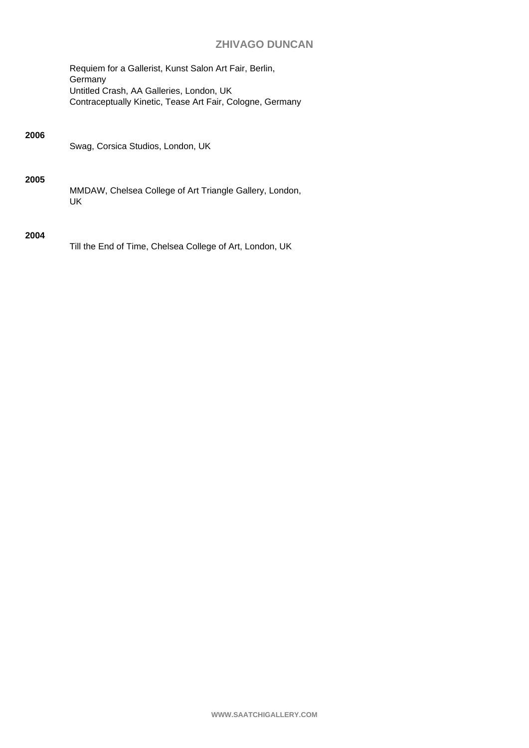Requiem for a Gallerist, Kunst Salon Art Fair, Berlin, Germany
Untitled Crash, AA Galleries, London, UK
Contraceptually Kinetic, Tease Art Fair, Cologne, Germany

**2006**

Swag, Corsica Studios, London, UK

**2005**

MMDAW, Chelsea College of Art Triangle Gallery, London, UK

**2004**

Till the End of Time, Chelsea College of Art, London, UK